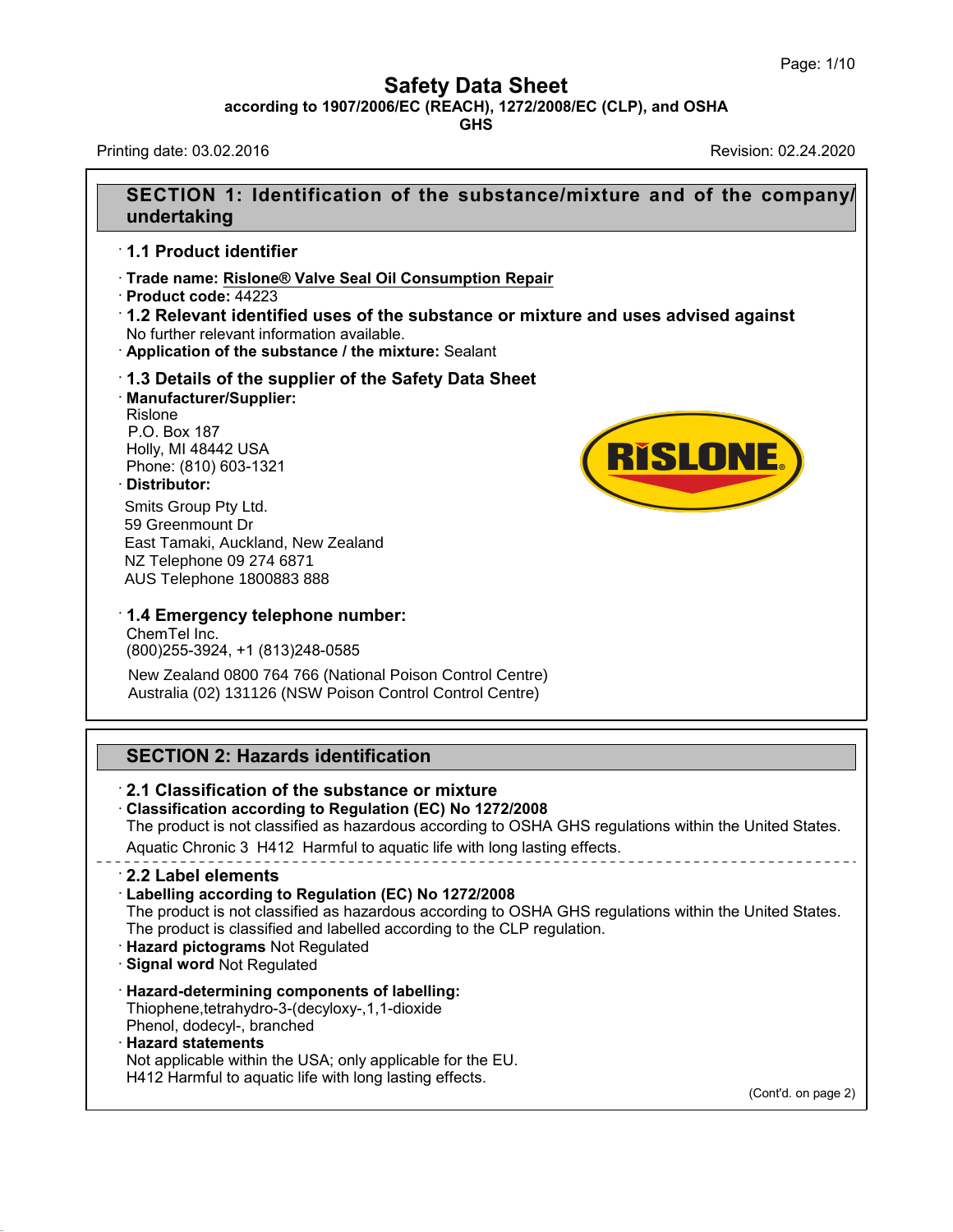# Safety Data Sheet

**according to 1907/2006/EC (REACH), 1272/2008/EC (CLP), and OSHA GHS**

Printing date: 03.02.2016 Revision: 02.24.2020

## SECTION 1: Identification of the substance/mixture and of the company/undertaking

### · 1.1 Product identifier

· **Trade name: Rislone® Valve Seal Oil Consumption Repair**
· **Product code:** 44223

### · 1.2 Relevant identified uses of the substance or mixture and uses advised against

No further relevant information available.
· **Application of the substance / the mixture:** Sealant

### · 1.3 Details of the supplier of the Safety Data Sheet

· **Manufacturer/Supplier:**
Rislone
P.O. Box 187
Holly, MI 48442 USA
Phone: (810) 603-1321

· **Distributor:**
Smits Group Pty Ltd.
59 Greenmount Dr
East Tamaki, Auckland, New Zealand
NZ Telephone 09 274 6871
AUS Telephone 1800883 888

### · 1.4 Emergency telephone number:

ChemTel Inc.
(800)255-3924, +1 (813)248-0585

New Zealand 0800 764 766 (National Poison Control Centre)
Australia (02) 131126 (NSW Poison Control Control Centre)

## SECTION 2: Hazards identification

### · 2.1 Classification of the substance or mixture

· **Classification according to Regulation (EC) No 1272/2008**
The product is not classified as hazardous according to OSHA GHS regulations within the United States.
Aquatic Chronic 3 H412 Harmful to aquatic life with long lasting effects.

### · 2.2 Label elements

· **Labelling according to Regulation (EC) No 1272/2008**
The product is not classified as hazardous according to OSHA GHS regulations within the United States.
The product is classified and labelled according to the CLP regulation.
· **Hazard pictograms** Not Regulated
· **Signal word** Not Regulated

· **Hazard-determining components of labelling:**
Thiophene,tetrahydro-3-(decyloxy-,1,1-dioxide
Phenol, dodecyl-, branched
· **Hazard statements**
Not applicable within the USA; only applicable for the EU.
H412 Harmful to aquatic life with long lasting effects.

(Cont'd. on page 2)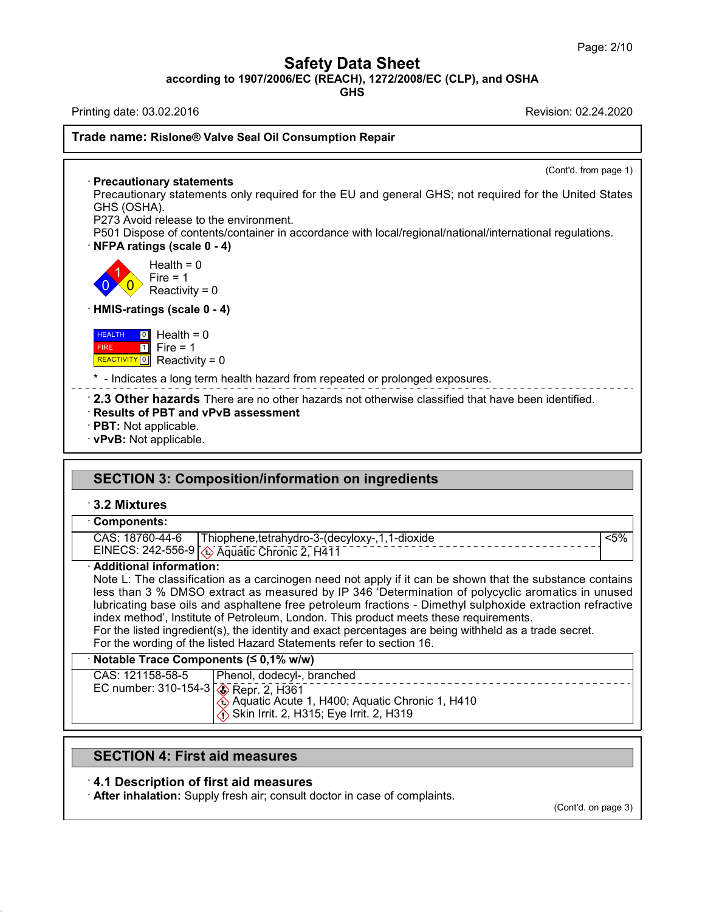# Safety Data Sheet

**according to 1907/2006/EC (REACH), 1272/2008/EC (CLP), and OSHA GHS**

Printing date: 03.02.2016 Revision: 02.24.2020

**Trade name: Rislone® Valve Seal Oil Consumption Repair**

(Cont'd. from page 1)

· **Precautionary statements**

Precautionary statements only required for the EU and general GHS; not required for the United States GHS (OSHA).

P273 Avoid release to the environment.

P501 Dispose of contents/container in accordance with local/regional/national/international regulations.

· **NFPA ratings (scale 0 - 4)**

Health = 0
Fire = 1
Reactivity = 0

· **HMIS-ratings (scale 0 - 4)**

| | | |
|---|---|---|
| HEALTH | 0 | Health = 0 |
| FIRE | 1 | Fire = 1 |
| REACTIVITY | 0 | Reactivity = 0 |

\* - Indicates a long term health hazard from repeated or prolonged exposures.

· **2.3 Other hazards** There are no other hazards not otherwise classified that have been identified.

· **Results of PBT and vPvB assessment**

· **PBT:** Not applicable.

· **vPvB:** Not applicable.

## SECTION 3: Composition/information on ingredients

### · 3.2 Mixtures

| · Components: | | |
|---|---|---|
| CAS: 18760-44-6 EINECS: 242-556-9 | Thiophene,tetrahydro-3-(decyloxy-,1,1-dioxide; Aquatic Chronic 2, H411 | <5% |

· **Additional information:**

Note L: The classification as a carcinogen need not apply if it can be shown that the substance contains less than 3 % DMSO extract as measured by IP 346 'Determination of polycyclic aromatics in unused lubricating base oils and asphaltene free petroleum fractions - Dimethyl sulphoxide extraction refractive index method', Institute of Petroleum, London. This product meets these requirements.

For the listed ingredient(s), the identity and exact percentages are being withheld as a trade secret.

For the wording of the listed Hazard Statements refer to section 16.

| · Notable Trace Components (≤ 0,1% w/w) | |
|---|---|
| CAS: 121158-58-5 EC number: 310-154-3 | Phenol, dodecyl-, branched; Repr. 2, H361; Aquatic Acute 1, H400; Aquatic Chronic 1, H410; Skin Irrit. 2, H315; Eye Irrit. 2, H319 |

## SECTION 4: First aid measures

### · 4.1 Description of first aid measures

· **After inhalation:** Supply fresh air; consult doctor in case of complaints.

(Cont'd. on page 3)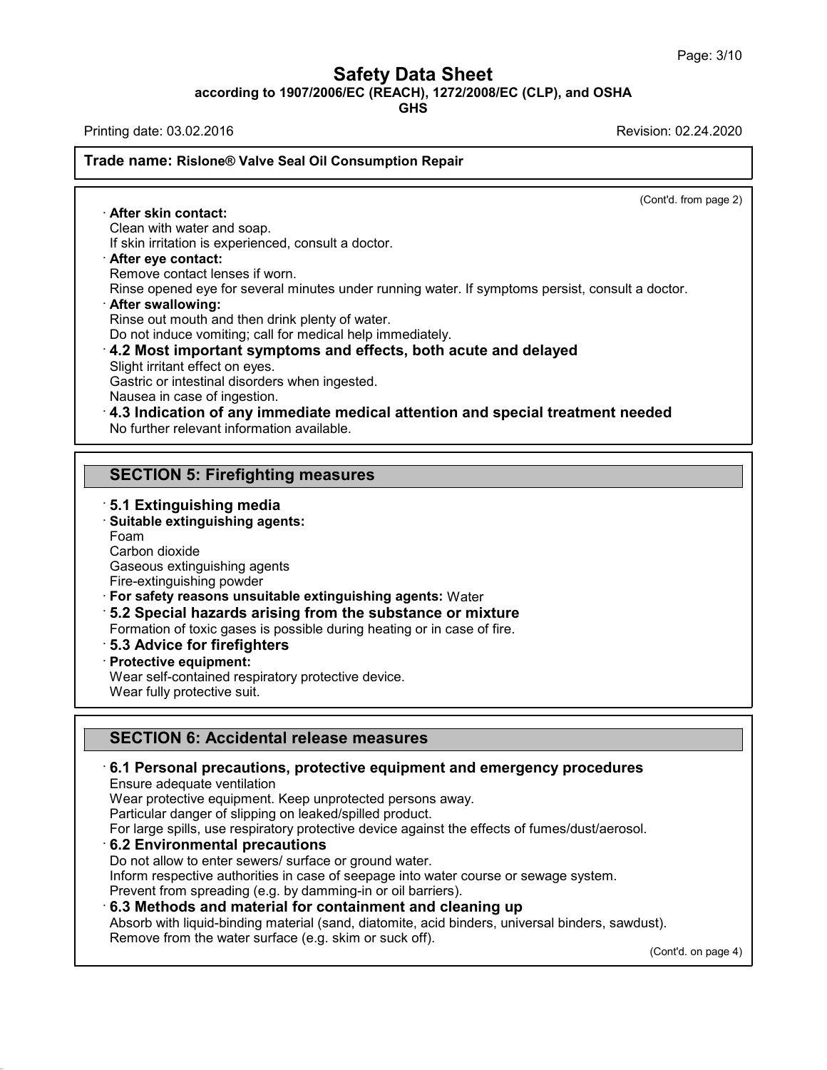(Cont'd. from page 2)

· **After skin contact:**
Clean with water and soap.
If skin irritation is experienced, consult a doctor.

· **After eye contact:**
Remove contact lenses if worn.
Rinse opened eye for several minutes under running water. If symptoms persist, consult a doctor.

· **After swallowing:**
Rinse out mouth and then drink plenty of water.
Do not induce vomiting; call for medical help immediately.

### · 4.2 Most important symptoms and effects, both acute and delayed

Slight irritant effect on eyes.
Gastric or intestinal disorders when ingested.
Nausea in case of ingestion.

### · 4.3 Indication of any immediate medical attention and special treatment needed

No further relevant information available.

## SECTION 5: Firefighting measures

### · 5.1 Extinguishing media

· **Suitable extinguishing agents:**
Foam
Carbon dioxide
Gaseous extinguishing agents
Fire-extinguishing powder

· **For safety reasons unsuitable extinguishing agents:** Water

### · 5.2 Special hazards arising from the substance or mixture

Formation of toxic gases is possible during heating or in case of fire.

### · 5.3 Advice for firefighters

· **Protective equipment:**
Wear self-contained respiratory protective device.
Wear fully protective suit.

## SECTION 6: Accidental release measures

### · 6.1 Personal precautions, protective equipment and emergency procedures

Ensure adequate ventilation
Wear protective equipment. Keep unprotected persons away.
Particular danger of slipping on leaked/spilled product.
For large spills, use respiratory protective device against the effects of fumes/dust/aerosol.

### · 6.2 Environmental precautions

Do not allow to enter sewers/ surface or ground water.
Inform respective authorities in case of seepage into water course or sewage system.
Prevent from spreading (e.g. by damming-in or oil barriers).

### · 6.3 Methods and material for containment and cleaning up

Absorb with liquid-binding material (sand, diatomite, acid binders, universal binders, sawdust).
Remove from the water surface (e.g. skim or suck off).

(Cont'd. on page 4)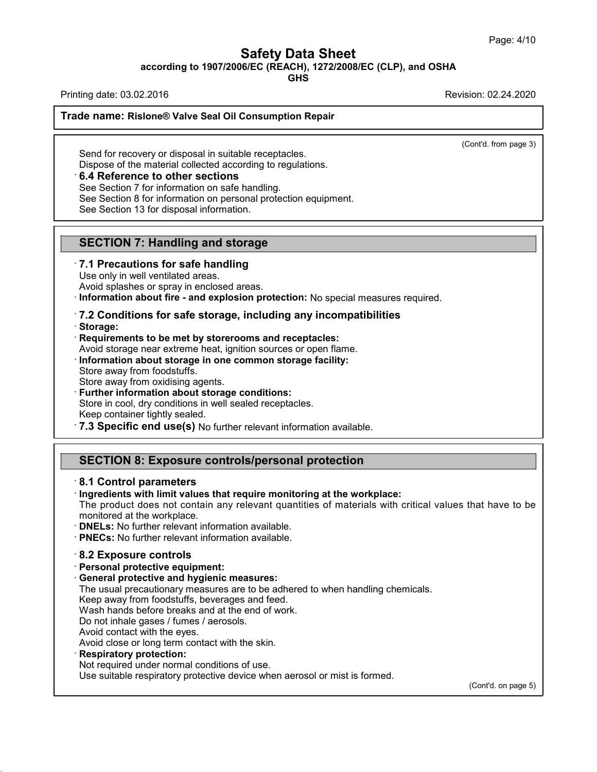(Cont'd. from page 3)

Send for recovery or disposal in suitable receptacles.
Dispose of the material collected according to regulations.

· **6.4 Reference to other sections**
See Section 7 for information on safe handling.
See Section 8 for information on personal protection equipment.
See Section 13 for disposal information.

## SECTION 7: Handling and storage

· **7.1 Precautions for safe handling**
Use only in well ventilated areas.
Avoid splashes or spray in enclosed areas.
· **Information about fire - and explosion protection:** No special measures required.

· **7.2 Conditions for safe storage, including any incompatibilities**
· **Storage:**
· **Requirements to be met by storerooms and receptacles:**
Avoid storage near extreme heat, ignition sources or open flame.
· **Information about storage in one common storage facility:**
Store away from foodstuffs.
Store away from oxidising agents.
· **Further information about storage conditions:**
Store in cool, dry conditions in well sealed receptacles.
Keep container tightly sealed.
· **7.3 Specific end use(s)** No further relevant information available.

## SECTION 8: Exposure controls/personal protection

· **8.1 Control parameters**
· **Ingredients with limit values that require monitoring at the workplace:**
The product does not contain any relevant quantities of materials with critical values that have to be monitored at the workplace.
· **DNELs:** No further relevant information available.
· **PNECs:** No further relevant information available.

· **8.2 Exposure controls**
· **Personal protective equipment:**
· **General protective and hygienic measures:**
The usual precautionary measures are to be adhered to when handling chemicals.
Keep away from foodstuffs, beverages and feed.
Wash hands before breaks and at the end of work.
Do not inhale gases / fumes / aerosols.
Avoid contact with the eyes.
Avoid close or long term contact with the skin.
· **Respiratory protection:**
Not required under normal conditions of use.
Use suitable respiratory protective device when aerosol or mist is formed.

(Cont'd. on page 5)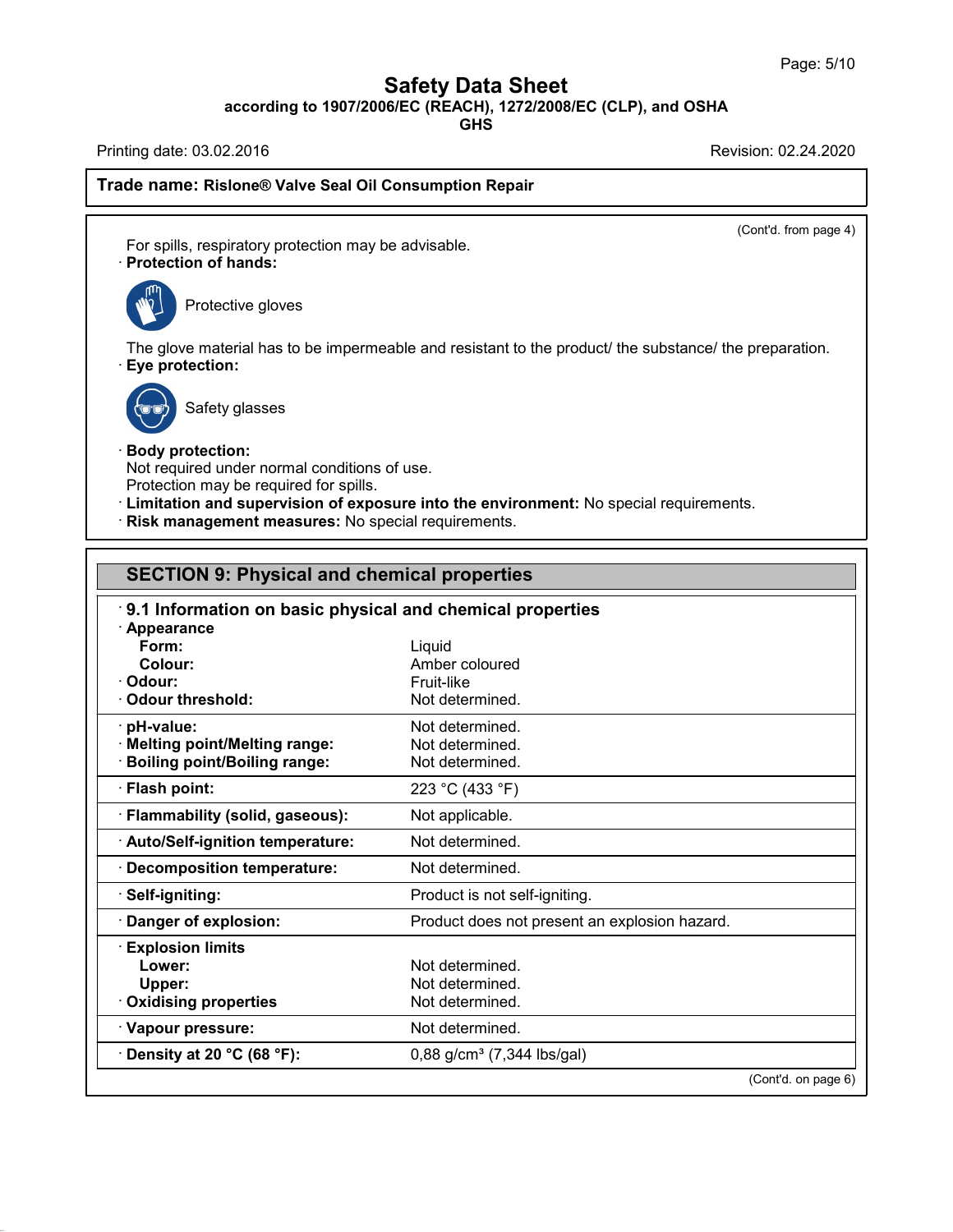**Trade name: Rislone® Valve Seal Oil Consumption Repair**

(Cont'd. from page 4)

For spills, respiratory protection may be advisable.

· **Protection of hands:**

Protective gloves

The glove material has to be impermeable and resistant to the product/ the substance/ the preparation.

· **Eye protection:**

Safety glasses

· **Body protection:**
Not required under normal conditions of use.
Protection may be required for spills.

· **Limitation and supervision of exposure into the environment:** No special requirements.

· **Risk management measures:** No special requirements.

## SECTION 9: Physical and chemical properties

### · 9.1 Information on basic physical and chemical properties

| Property | Value |
|---|---|
| · **Appearance** | |
| **Form:** | Liquid |
| **Colour:** | Amber coloured |
| · **Odour:** | Fruit-like |
| · **Odour threshold:** | Not determined. |
| · **pH-value:** | Not determined. |
| · **Melting point/Melting range:** | Not determined. |
| · **Boiling point/Boiling range:** | Not determined. |
| · **Flash point:** | 223 °C (433 °F) |
| · **Flammability (solid, gaseous):** | Not applicable. |
| · **Auto/Self-ignition temperature:** | Not determined. |
| · **Decomposition temperature:** | Not determined. |
| · **Self-igniting:** | Product is not self-igniting. |
| · **Danger of explosion:** | Product does not present an explosion hazard. |
| · **Explosion limits** | |
| **Lower:** | Not determined. |
| **Upper:** | Not determined. |
| · **Oxidising properties** | Not determined. |
| · **Vapour pressure:** | Not determined. |
| · **Density at 20 °C (68 °F):** | 0,88 g/cm³ (7,344 lbs/gal) |

(Cont'd. on page 6)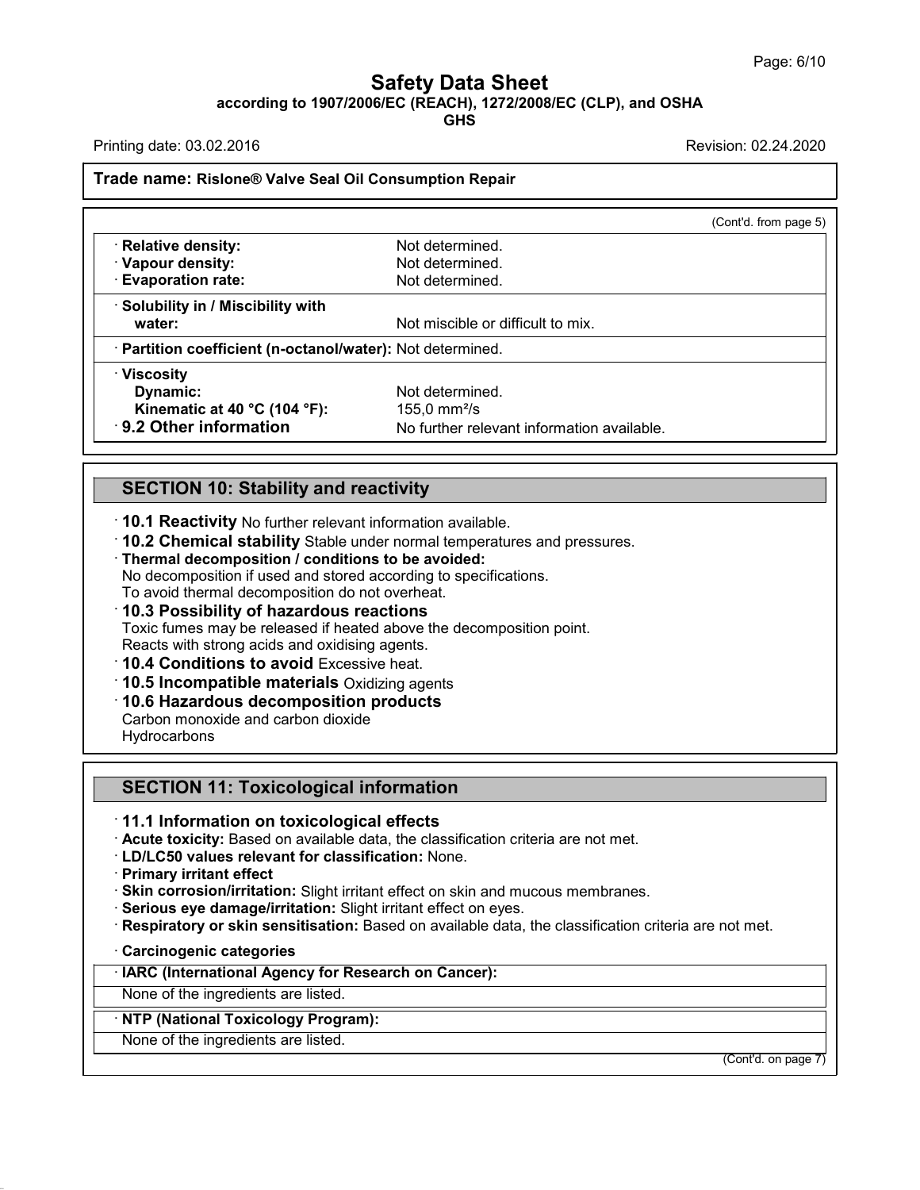(Cont'd. from page 5)

| | |
|---|---|
| · **Relative density:** | Not determined. |
| · **Vapour density:** | Not determined. |
| · **Evaporation rate:** | Not determined. |
| · **Solubility in / Miscibility with water:** | Not miscible or difficult to mix. |
| · **Partition coefficient (n-octanol/water):** | Not determined. |
| · **Viscosity** | |
| **Dynamic:** | Not determined. |
| **Kinematic at 40 °C (104 °F):** | 155,0 $mm^2/s$ |
| · **9.2 Other information** | No further relevant information available. |

## SECTION 10: Stability and reactivity

· **10.1 Reactivity** No further relevant information available.

· **10.2 Chemical stability** Stable under normal temperatures and pressures.

· **Thermal decomposition / conditions to be avoided:**
No decomposition if used and stored according to specifications.
To avoid thermal decomposition do not overheat.

· **10.3 Possibility of hazardous reactions**
Toxic fumes may be released if heated above the decomposition point.
Reacts with strong acids and oxidising agents.

· **10.4 Conditions to avoid** Excessive heat.

· **10.5 Incompatible materials** Oxidizing agents

· **10.6 Hazardous decomposition products**
Carbon monoxide and carbon dioxide
Hydrocarbons

## SECTION 11: Toxicological information

· **11.1 Information on toxicological effects**

· **Acute toxicity:** Based on available data, the classification criteria are not met.

· **LD/LC50 values relevant for classification:** None.

· **Primary irritant effect**

· **Skin corrosion/irritation:** Slight irritant effect on skin and mucous membranes.

· **Serious eye damage/irritation:** Slight irritant effect on eyes.

· **Respiratory or skin sensitisation:** Based on available data, the classification criteria are not met.

· **Carcinogenic categories**

| · **IARC (International Agency for Research on Cancer):** |
|---|
| None of the ingredients are listed. |

| · **NTP (National Toxicology Program):** |
|---|
| None of the ingredients are listed. |

(Cont'd. on page 7)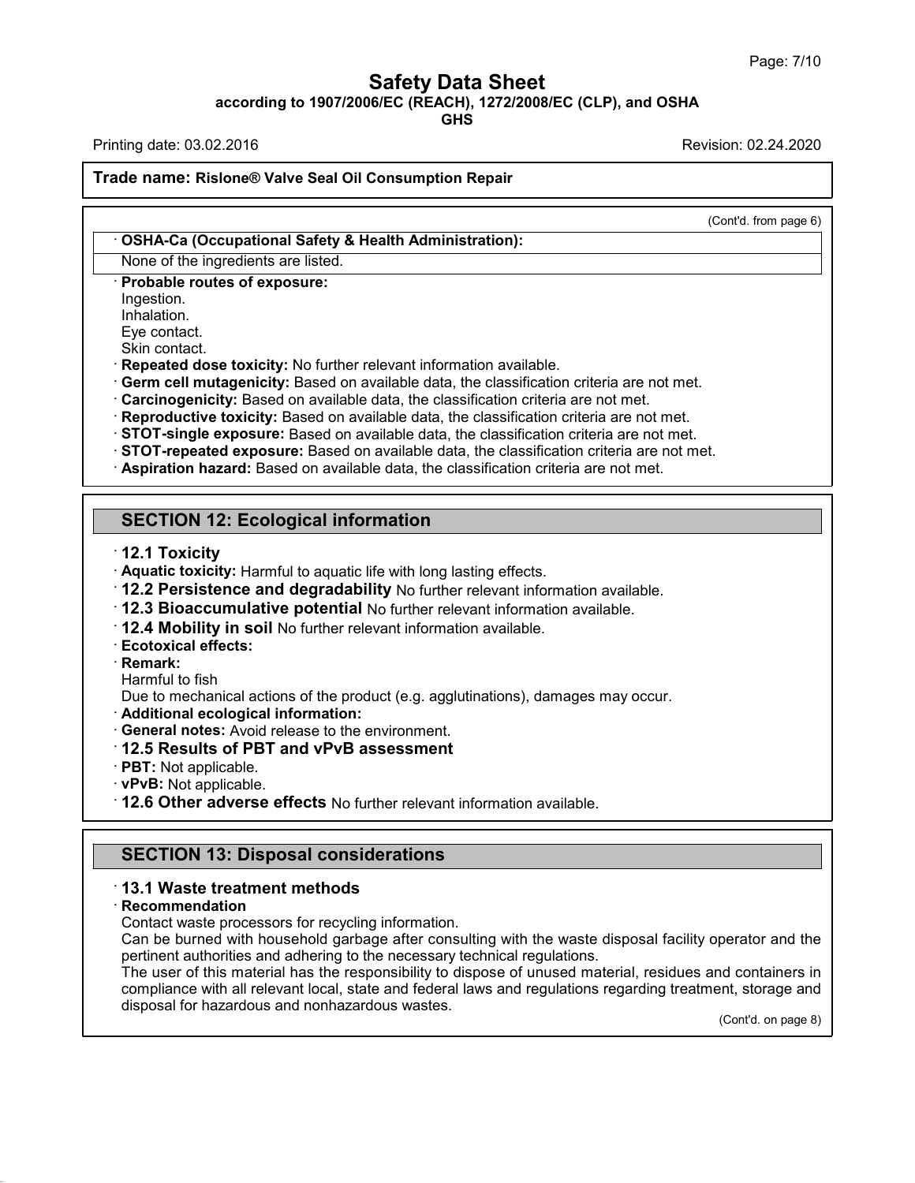(Cont'd. from page 6)

· **OSHA-Ca (Occupational Safety & Health Administration):**

None of the ingredients are listed.

· **Probable routes of exposure:**
Ingestion.
Inhalation.
Eye contact.
Skin contact.

· **Repeated dose toxicity:** No further relevant information available.
· **Germ cell mutagenicity:** Based on available data, the classification criteria are not met.
· **Carcinogenicity:** Based on available data, the classification criteria are not met.
· **Reproductive toxicity:** Based on available data, the classification criteria are not met.
· **STOT-single exposure:** Based on available data, the classification criteria are not met.
· **STOT-repeated exposure:** Based on available data, the classification criteria are not met.
· **Aspiration hazard:** Based on available data, the classification criteria are not met.

## SECTION 12: Ecological information

· **12.1 Toxicity**
· **Aquatic toxicity:** Harmful to aquatic life with long lasting effects.
· **12.2 Persistence and degradability** No further relevant information available.
· **12.3 Bioaccumulative potential** No further relevant information available.
· **12.4 Mobility in soil** No further relevant information available.
· **Ecotoxical effects:**
· **Remark:**
Harmful to fish
Due to mechanical actions of the product (e.g. agglutinations), damages may occur.
· **Additional ecological information:**
· **General notes:** Avoid release to the environment.
· **12.5 Results of PBT and vPvB assessment**
· **PBT:** Not applicable.
· **vPvB:** Not applicable.
· **12.6 Other adverse effects** No further relevant information available.

## SECTION 13: Disposal considerations

· **13.1 Waste treatment methods**
· **Recommendation**
Contact waste processors for recycling information.
Can be burned with household garbage after consulting with the waste disposal facility operator and the pertinent authorities and adhering to the necessary technical regulations.
The user of this material has the responsibility to dispose of unused material, residues and containers in compliance with all relevant local, state and federal laws and regulations regarding treatment, storage and disposal for hazardous and nonhazardous wastes.

(Cont'd. on page 8)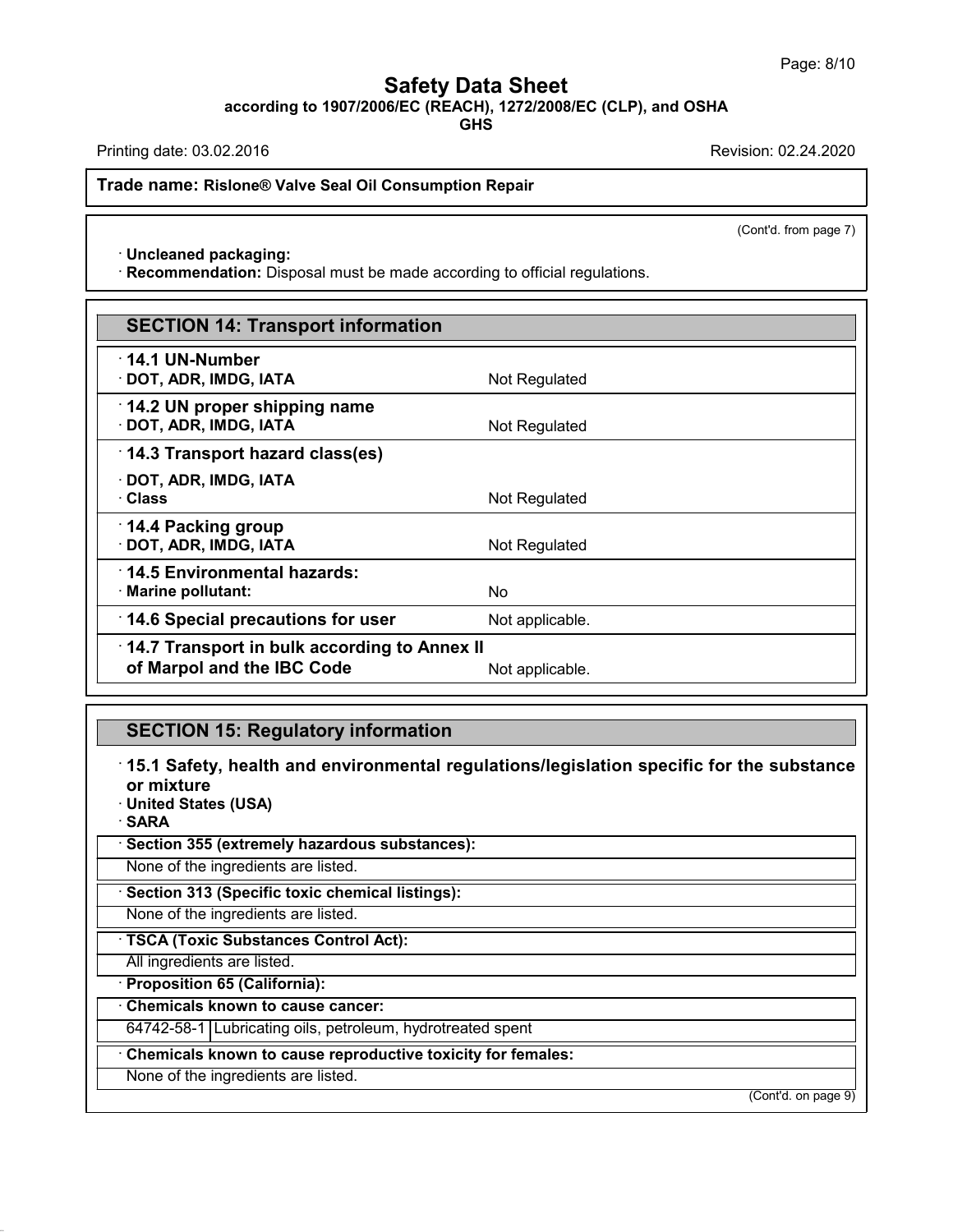**Trade name: Rislone® Valve Seal Oil Consumption Repair**

(Cont'd. from page 7)

· **Uncleaned packaging:**
· **Recommendation:** Disposal must be made according to official regulations.

## SECTION 14: Transport information

| | |
|---|---|
| · **14.1 UN-Number** | |
| · **DOT, ADR, IMDG, IATA** | Not Regulated |
| · **14.2 UN proper shipping name** | |
| · **DOT, ADR, IMDG, IATA** | Not Regulated |
| · **14.3 Transport hazard class(es)** | |
| · **DOT, ADR, IMDG, IATA** | |
| · **Class** | Not Regulated |
| · **14.4 Packing group** | |
| · **DOT, ADR, IMDG, IATA** | Not Regulated |
| · **14.5 Environmental hazards:** | |
| · **Marine pollutant:** | No |
| · **14.6 Special precautions for user** | Not applicable. |
| · **14.7 Transport in bulk according to Annex II of Marpol and the IBC Code** | Not applicable. |

## SECTION 15: Regulatory information

· **15.1 Safety, health and environmental regulations/legislation specific for the substance or mixture**
· **United States (USA)**
· **SARA**

· **Section 355 (extremely hazardous substances):**
None of the ingredients are listed.

· **Section 313 (Specific toxic chemical listings):**
None of the ingredients are listed.

· **TSCA (Toxic Substances Control Act):**
All ingredients are listed.

· **Proposition 65 (California):**

· **Chemicals known to cause cancer:**

| | |
|---|---|
| 64742-58-1 | Lubricating oils, petroleum, hydrotreated spent |

· **Chemicals known to cause reproductive toxicity for females:**
None of the ingredients are listed.

(Cont'd. on page 9)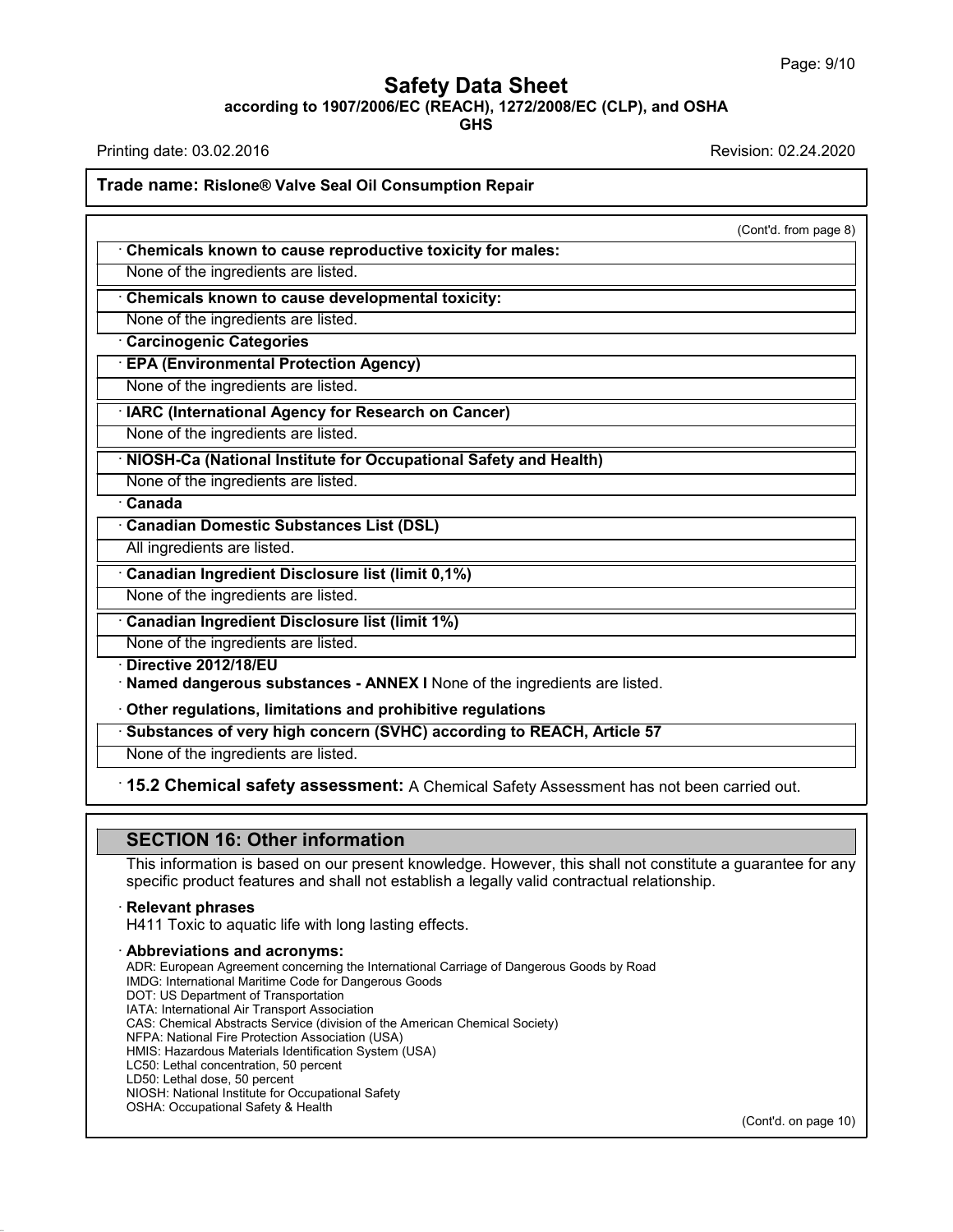(Cont'd. from page 8)

· **Chemicals known to cause reproductive toxicity for males:**

None of the ingredients are listed.

· **Chemicals known to cause developmental toxicity:**

None of the ingredients are listed.

· **Carcinogenic Categories**

· **EPA (Environmental Protection Agency)**

None of the ingredients are listed.

· **IARC (International Agency for Research on Cancer)**

None of the ingredients are listed.

· **NIOSH-Ca (National Institute for Occupational Safety and Health)**

None of the ingredients are listed.

· **Canada**

· **Canadian Domestic Substances List (DSL)**

All ingredients are listed.

· **Canadian Ingredient Disclosure list (limit 0,1%)**

None of the ingredients are listed.

· **Canadian Ingredient Disclosure list (limit 1%)**

None of the ingredients are listed.

· **Directive 2012/18/EU**

· **Named dangerous substances - ANNEX I** None of the ingredients are listed.

· **Other regulations, limitations and prohibitive regulations**

· **Substances of very high concern (SVHC) according to REACH, Article 57**

None of the ingredients are listed.

· **15.2 Chemical safety assessment:** A Chemical Safety Assessment has not been carried out.

## SECTION 16: Other information

This information is based on our present knowledge. However, this shall not constitute a guarantee for any specific product features and shall not establish a legally valid contractual relationship.

· **Relevant phrases**

H411 Toxic to aquatic life with long lasting effects.

· **Abbreviations and acronyms:**

ADR: European Agreement concerning the International Carriage of Dangerous Goods by Road
IMDG: International Maritime Code for Dangerous Goods
DOT: US Department of Transportation
IATA: International Air Transport Association
CAS: Chemical Abstracts Service (division of the American Chemical Society)
NFPA: National Fire Protection Association (USA)
HMIS: Hazardous Materials Identification System (USA)
LC50: Lethal concentration, 50 percent
LD50: Lethal dose, 50 percent
NIOSH: National Institute for Occupational Safety
OSHA: Occupational Safety & Health

(Cont'd. on page 10)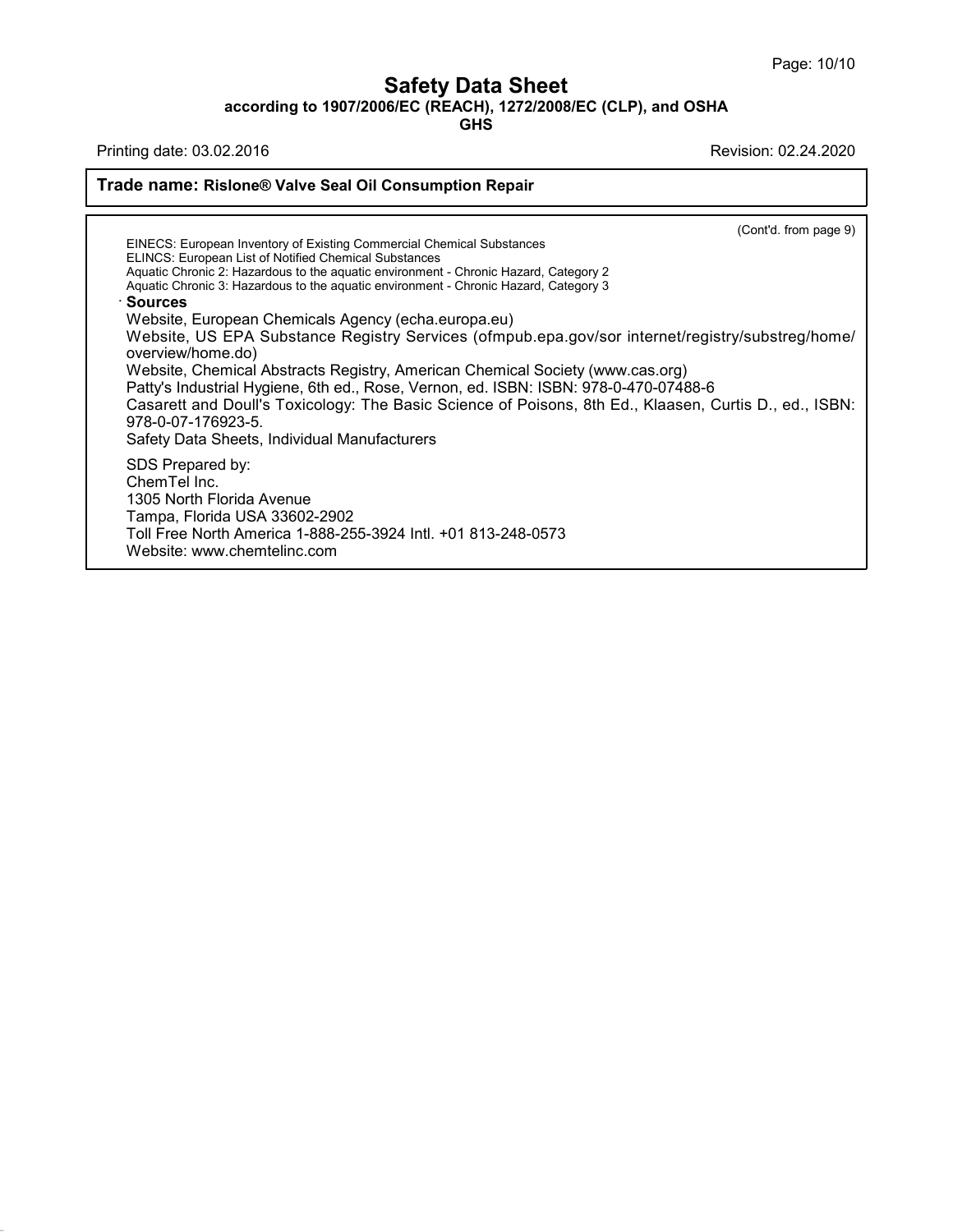# Safety Data Sheet

**according to 1907/2006/EC (REACH), 1272/2008/EC (CLP), and OSHA GHS**

Printing date: 03.02.2016 Revision: 02.24.2020

**Trade name: Rislone® Valve Seal Oil Consumption Repair**

(Cont'd. from page 9)

EINECS: European Inventory of Existing Commercial Chemical Substances
ELINCS: European List of Notified Chemical Substances
Aquatic Chronic 2: Hazardous to the aquatic environment - Chronic Hazard, Category 2
Aquatic Chronic 3: Hazardous to the aquatic environment - Chronic Hazard, Category 3

· **Sources**

Website, European Chemicals Agency (echa.europa.eu)
Website, US EPA Substance Registry Services (ofmpub.epa.gov/sor internet/registry/substreg/home/overview/home.do)
Website, Chemical Abstracts Registry, American Chemical Society (www.cas.org)
Patty's Industrial Hygiene, 6th ed., Rose, Vernon, ed. ISBN: ISBN: 978-0-470-07488-6
Casarett and Doull's Toxicology: The Basic Science of Poisons, 8th Ed., Klaasen, Curtis D., ed., ISBN: 978-0-07-176923-5.
Safety Data Sheets, Individual Manufacturers

SDS Prepared by:
ChemTel Inc.
1305 North Florida Avenue
Tampa, Florida USA 33602-2902
Toll Free North America 1-888-255-3924 Intl. +01 813-248-0573
Website: www.chemtelinc.com